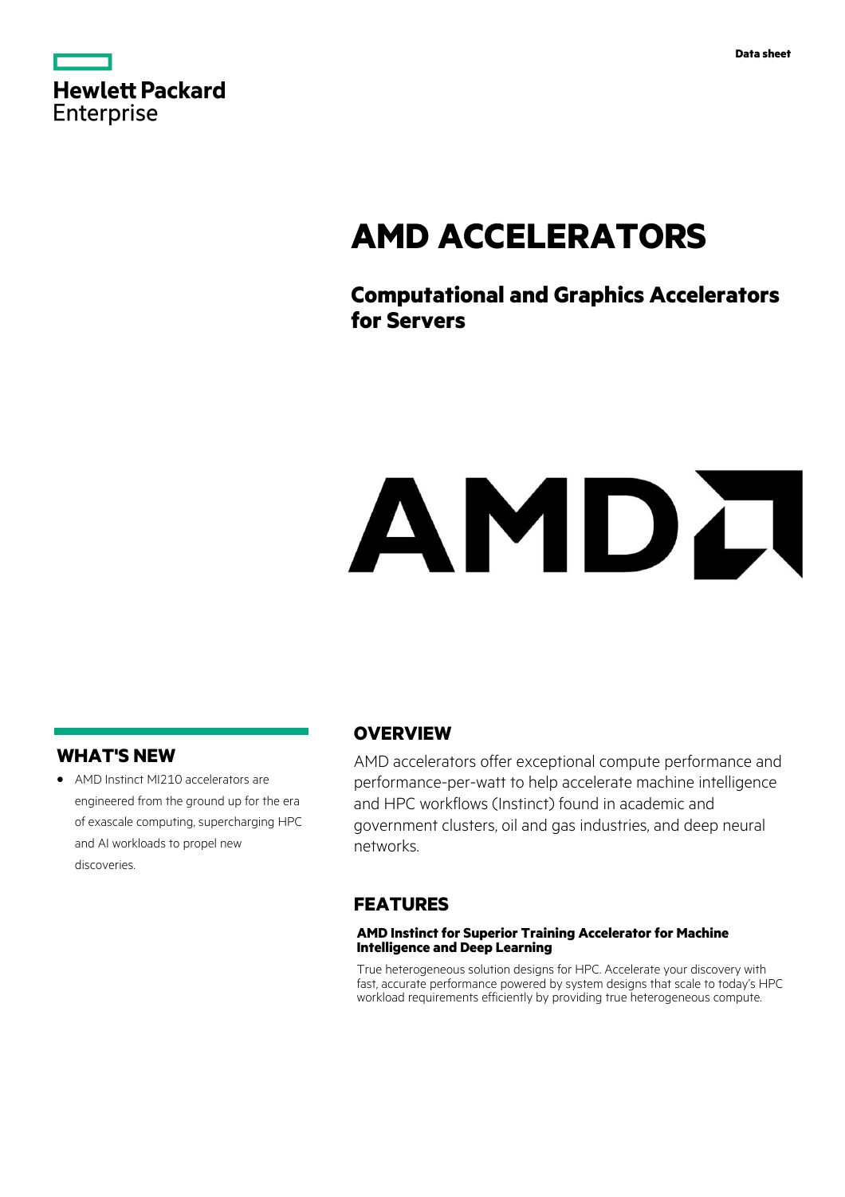Data sheet

# AMD ACCELERATORS

## Computational and Graphics Accelerators for Servers

## WHAT'S NEW

- AMD Instinct MI210 accelerators are engineered from the ground up for the era of exascale computing, supercharging HPC and AI workloads to propel new discoveries.

## OVERVIEW

AMD accelerators offer exceptional compute performance and performance-per-watt to help accelerate machine intelligence and HPC workflows (Instinct) found in academic and government clusters, oil and gas industries, and deep neural networks.

## FEATURES

### AMD Instinct for Superior Training Accelerator for Machine Intelligence and Deep Learning

True heterogeneous solution designs for HPC. Accelerate your discovery with fast, accurate performance powered by system designs that scale to today's HPC workload requirements efficiently by providing true heterogeneous compute.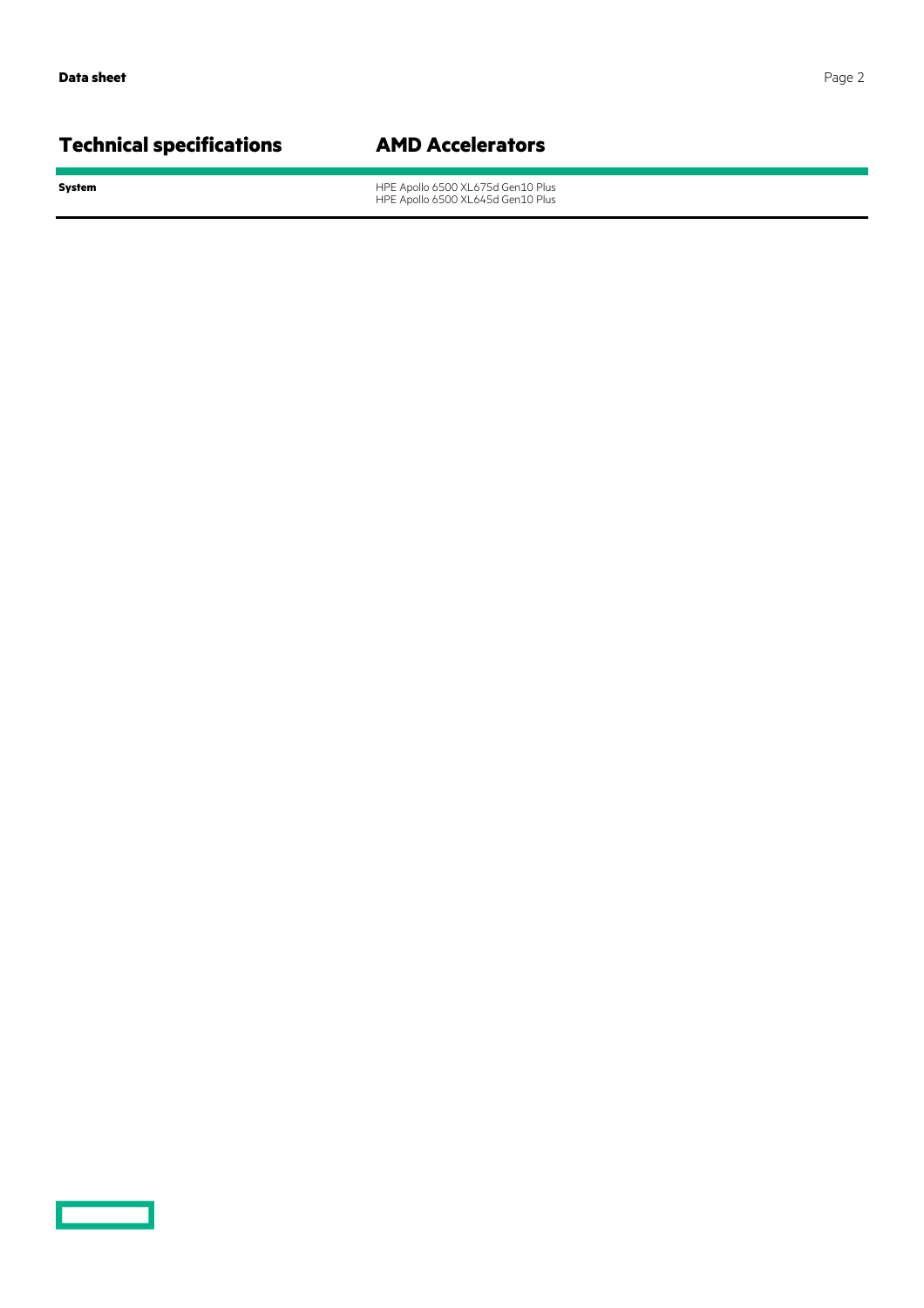## Technical specifications

## AMD Accelerators

| | |
|---|---|
| **System** | HPE Apollo 6500 XL675d Gen10 Plus<br>HPE Apollo 6500 XL645d Gen10 Plus |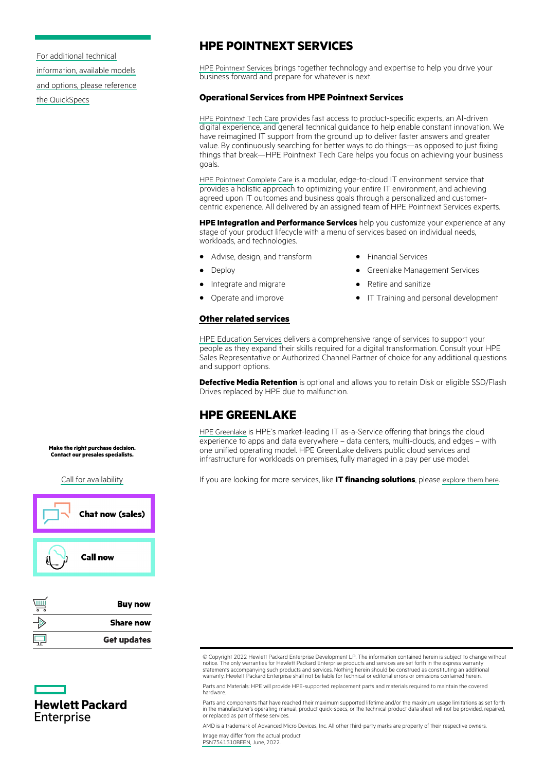For additional technical information, available models and options, please reference the QuickSpecs

# HPE POINTNEXT SERVICES

HPE Pointnext Services brings together technology and expertise to help you drive your business forward and prepare for whatever is next.

### Operational Services from HPE Pointnext Services

HPE Pointnext Tech Care provides fast access to product-specific experts, an AI-driven digital experience, and general technical guidance to help enable constant innovation. We have reimagined IT support from the ground up to deliver faster answers and greater value. By continuously searching for better ways to do things—as opposed to just fixing things that break—HPE Pointnext Tech Care helps you focus on achieving your business goals.

HPE Pointnext Complete Care is a modular, edge-to-cloud IT environment service that provides a holistic approach to optimizing your entire IT environment, and achieving agreed upon IT outcomes and business goals through a personalized and customer-centric experience. All delivered by an assigned team of HPE Pointnext Services experts.

**HPE Integration and Performance Services** help you customize your experience at any stage of your product lifecycle with a menu of services based on individual needs, workloads, and technologies.

- Advise, design, and transform
- Deploy
- Integrate and migrate
- Operate and improve
- Financial Services
- Greenlake Management Services
- Retire and sanitize
- IT Training and personal development

### Other related services

HPE Education Services delivers a comprehensive range of services to support your people as they expand their skills required for a digital transformation. Consult your HPE Sales Representative or Authorized Channel Partner of choice for any additional questions and support options.

**Defective Media Retention** is optional and allows you to retain Disk or eligible SSD/Flash Drives replaced by HPE due to malfunction.

# HPE GREENLAKE

HPE Greenlake is HPE's market-leading IT as-a-Service offering that brings the cloud experience to apps and data everywhere – data centers, multi-clouds, and edges – with one unified operating model. HPE GreenLake delivers public cloud services and infrastructure for workloads on premises, fully managed in a pay per use model.

If you are looking for more services, like **IT financing solutions**, please explore them here.

**Make the right purchase decision. Contact our presales specialists.**

Call for availability

Chat now (sales)

Call now

Buy now

Share now

Get updates

Hewlett Packard Enterprise

© Copyright 2022 Hewlett Packard Enterprise Development LP. The information contained herein is subject to change without notice. The only warranties for Hewlett Packard Enterprise products and services are set forth in the express warranty statements accompanying such products and services. Nothing herein should be construed as constituting an additional warranty. Hewlett Packard Enterprise shall not be liable for technical or editorial errors or omissions contained herein.

Parts and Materials: HPE will provide HPE-supported replacement parts and materials required to maintain the covered hardware.

Parts and components that have reached their maximum supported lifetime and/or the maximum usage limitations as set forth in the manufacturer's operating manual, product quick-specs, or the technical product data sheet will not be provided, repaired, or replaced as part of these services.

AMD is a trademark of Advanced Micro Devices, Inc. All other third-party marks are property of their respective owners.

Image may differ from the actual product
PSN7541510BEEN, June, 2022.